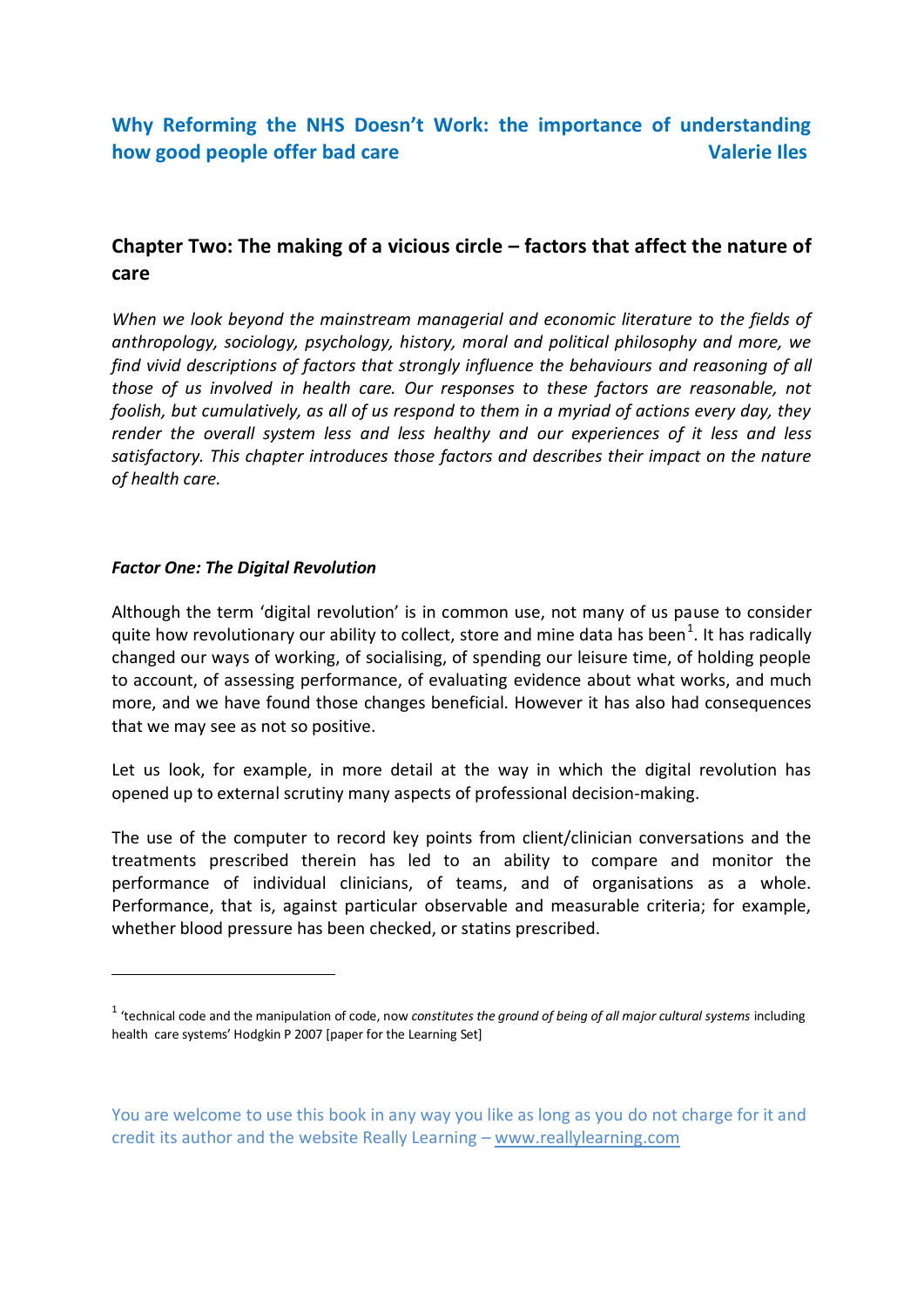# Why Reforming the NHS Doesn't Work: the importance of understanding how good people offer bad care

**Valerie Iles**

## Chapter Two: The making of a vicious circle – factors that affect the nature of care

*When we look beyond the mainstream managerial and economic literature to the fields of anthropology, sociology, psychology, history, moral and political philosophy and more, we find vivid descriptions of factors that strongly influence the behaviours and reasoning of all those of us involved in health care. Our responses to these factors are reasonable, not foolish, but cumulatively, as all of us respond to them in a myriad of actions every day, they render the overall system less and less healthy and our experiences of it less and less satisfactory. This chapter introduces those factors and describes their impact on the nature of health care.*

### *Factor One: The Digital Revolution*

Although the term 'digital revolution' is in common use, not many of us pause to consider quite how revolutionary our ability to collect, store and mine data has been[1]. It has radically changed our ways of working, of socialising, of spending our leisure time, of holding people to account, of assessing performance, of evaluating evidence about what works, and much more, and we have found those changes beneficial. However it has also had consequences that we may see as not so positive.

Let us look, for example, in more detail at the way in which the digital revolution has opened up to external scrutiny many aspects of professional decision-making.

The use of the computer to record key points from client/clinician conversations and the treatments prescribed therein has led to an ability to compare and monitor the performance of individual clinicians, of teams, and of organisations as a whole. Performance, that is, against particular observable and measurable criteria; for example, whether blood pressure has been checked, or statins prescribed.

---

[1] 'technical code and the manipulation of code, now *constitutes the ground of being of all major cultural systems* including health care systems' Hodgkin P 2007 [paper for the Learning Set]

You are welcome to use this book in any way you like as long as you do not charge for it and credit its author and the website Really Learning – www.reallylearning.com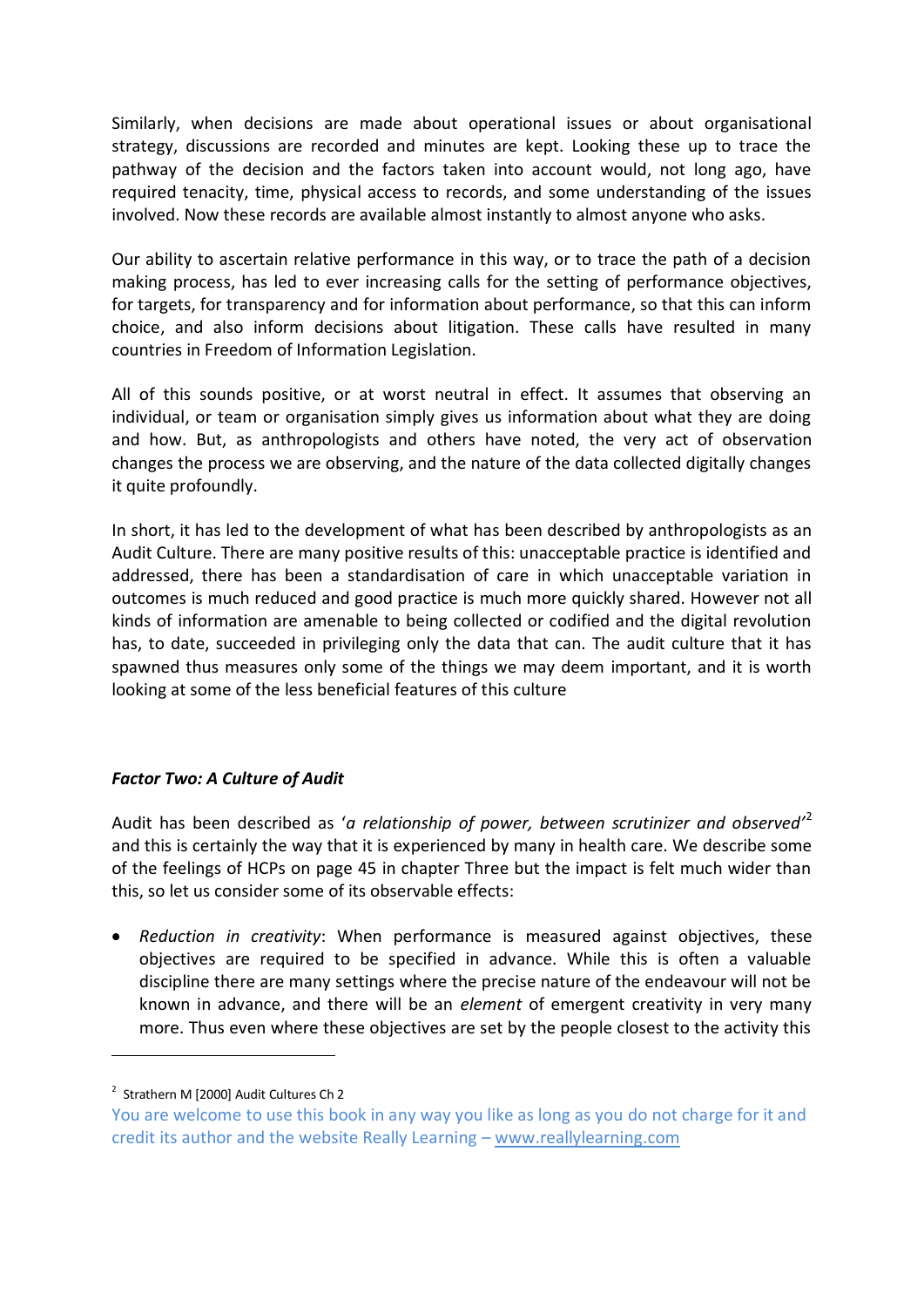Similarly, when decisions are made about operational issues or about organisational strategy, discussions are recorded and minutes are kept. Looking these up to trace the pathway of the decision and the factors taken into account would, not long ago, have required tenacity, time, physical access to records, and some understanding of the issues involved. Now these records are available almost instantly to almost anyone who asks.

Our ability to ascertain relative performance in this way, or to trace the path of a decision making process, has led to ever increasing calls for the setting of performance objectives, for targets, for transparency and for information about performance, so that this can inform choice, and also inform decisions about litigation. These calls have resulted in many countries in Freedom of Information Legislation.

All of this sounds positive, or at worst neutral in effect. It assumes that observing an individual, or team or organisation simply gives us information about what they are doing and how. But, as anthropologists and others have noted, the very act of observation changes the process we are observing, and the nature of the data collected digitally changes it quite profoundly.

In short, it has led to the development of what has been described by anthropologists as an Audit Culture. There are many positive results of this: unacceptable practice is identified and addressed, there has been a standardisation of care in which unacceptable variation in outcomes is much reduced and good practice is much more quickly shared. However not all kinds of information are amenable to being collected or codified and the digital revolution has, to date, succeeded in privileging only the data that can. The audit culture that it has spawned thus measures only some of the things we may deem important, and it is worth looking at some of the less beneficial features of this culture

### *Factor Two: A Culture of Audit*

Audit has been described as '*a relationship of power, between scrutinizer and observed*'[2] and this is certainly the way that it is experienced by many in health care. We describe some of the feelings of HCPs on page 45 in chapter Three but the impact is felt much wider than this, so let us consider some of its observable effects:

- *Reduction in creativity*: When performance is measured against objectives, these objectives are required to be specified in advance. While this is often a valuable discipline there are many settings where the precise nature of the endeavour will not be known in advance, and there will be an *element* of emergent creativity in very many more. Thus even where these objectives are set by the people closest to the activity this

[2] Strathern M [2000] Audit Cultures Ch 2

You are welcome to use this book in any way you like as long as you do not charge for it and credit its author and the website Really Learning – www.reallylearning.com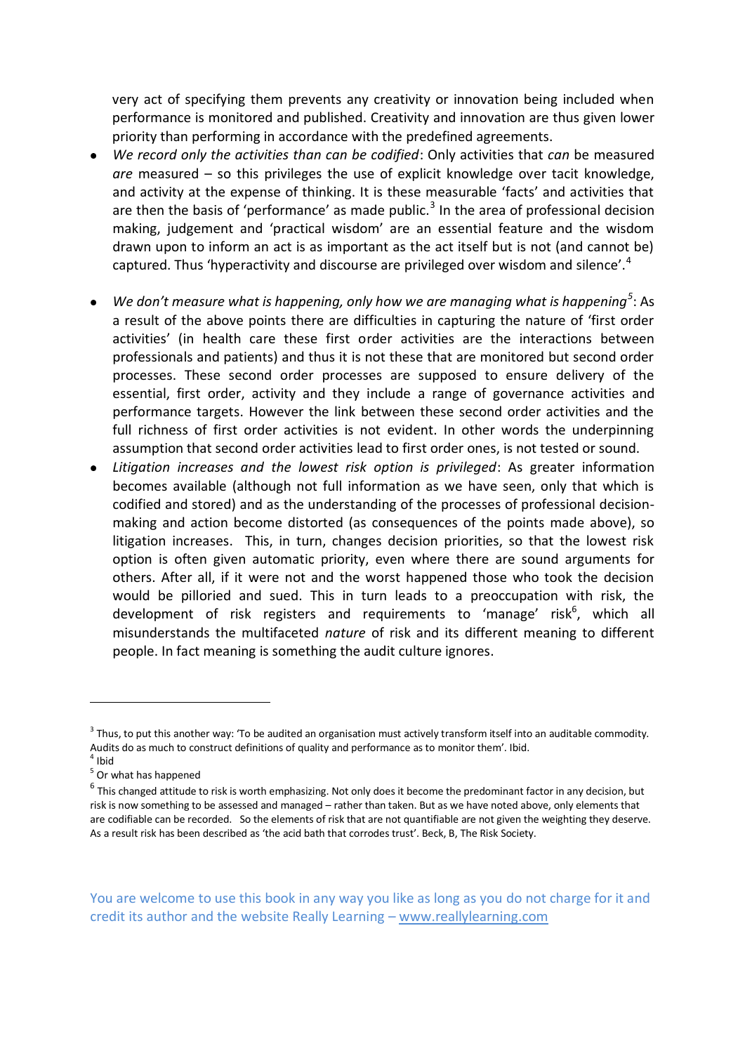very act of specifying them prevents any creativity or innovation being included when performance is monitored and published. Creativity and innovation are thus given lower priority than performing in accordance with the predefined agreements.

- *We record only the activities than can be codified*: Only activities that *can* be measured *are* measured – so this privileges the use of explicit knowledge over tacit knowledge, and activity at the expense of thinking. It is these measurable 'facts' and activities that are then the basis of 'performance' as made public.[3] In the area of professional decision making, judgement and 'practical wisdom' are an essential feature and the wisdom drawn upon to inform an act is as important as the act itself but is not (and cannot be) captured. Thus 'hyperactivity and discourse are privileged over wisdom and silence'.[4]

- *We don't measure what is happening, only how we are managing what is happening*[5]: As a result of the above points there are difficulties in capturing the nature of 'first order activities' (in health care these first order activities are the interactions between professionals and patients) and thus it is not these that are monitored but second order processes. These second order processes are supposed to ensure delivery of the essential, first order, activity and they include a range of governance activities and performance targets. However the link between these second order activities and the full richness of first order activities is not evident. In other words the underpinning assumption that second order activities lead to first order ones, is not tested or sound.
- *Litigation increases and the lowest risk option is privileged*: As greater information becomes available (although not full information as we have seen, only that which is codified and stored) and as the understanding of the processes of professional decision-making and action become distorted (as consequences of the points made above), so litigation increases. This, in turn, changes decision priorities, so that the lowest risk option is often given automatic priority, even where there are sound arguments for others. After all, if it were not and the worst happened those who took the decision would be pilloried and sued. This in turn leads to a preoccupation with risk, the development of risk registers and requirements to 'manage' risk[6], which all misunderstands the multifaceted *nature* of risk and its different meaning to different people. In fact meaning is something the audit culture ignores.

---

[3] Thus, to put this another way: 'To be audited an organisation must actively transform itself into an auditable commodity. Audits do as much to construct definitions of quality and performance as to monitor them'. Ibid.

[4] Ibid

[5] Or what has happened

[6] This changed attitude to risk is worth emphasizing. Not only does it become the predominant factor in any decision, but risk is now something to be assessed and managed – rather than taken. But as we have noted above, only elements that are codifiable can be recorded. So the elements of risk that are not quantifiable are not given the weighting they deserve. As a result risk has been described as 'the acid bath that corrodes trust'. Beck, B, The Risk Society.

You are welcome to use this book in any way you like as long as you do not charge for it and credit its author and the website Really Learning – www.reallylearning.com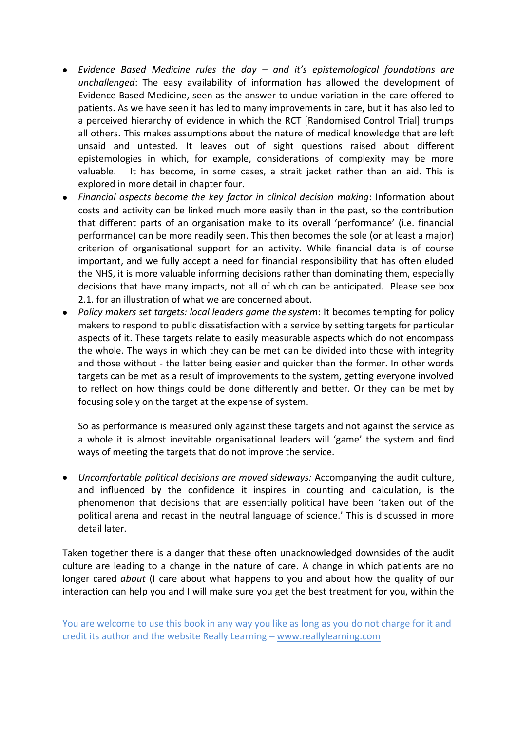- *Evidence Based Medicine rules the day – and it's epistemological foundations are unchallenged*: The easy availability of information has allowed the development of Evidence Based Medicine, seen as the answer to undue variation in the care offered to patients. As we have seen it has led to many improvements in care, but it has also led to a perceived hierarchy of evidence in which the RCT [Randomised Control Trial] trumps all others. This makes assumptions about the nature of medical knowledge that are left unsaid and untested. It leaves out of sight questions raised about different epistemologies in which, for example, considerations of complexity may be more valuable. It has become, in some cases, a strait jacket rather than an aid. This is explored in more detail in chapter four.
- *Financial aspects become the key factor in clinical decision making*: Information about costs and activity can be linked much more easily than in the past, so the contribution that different parts of an organisation make to its overall 'performance' (i.e. financial performance) can be more readily seen. This then becomes the sole (or at least a major) criterion of organisational support for an activity. While financial data is of course important, and we fully accept a need for financial responsibility that has often eluded the NHS, it is more valuable informing decisions rather than dominating them, especially decisions that have many impacts, not all of which can be anticipated. Please see box 2.1. for an illustration of what we are concerned about.
- *Policy makers set targets: local leaders game the system*: It becomes tempting for policy makers to respond to public dissatisfaction with a service by setting targets for particular aspects of it. These targets relate to easily measurable aspects which do not encompass the whole. The ways in which they can be met can be divided into those with integrity and those without - the latter being easier and quicker than the former. In other words targets can be met as a result of improvements to the system, getting everyone involved to reflect on how things could be done differently and better. Or they can be met by focusing solely on the target at the expense of system.

  So as performance is measured only against these targets and not against the service as a whole it is almost inevitable organisational leaders will 'game' the system and find ways of meeting the targets that do not improve the service.

- *Uncomfortable political decisions are moved sideways:* Accompanying the audit culture, and influenced by the confidence it inspires in counting and calculation, is the phenomenon that decisions that are essentially political have been 'taken out of the political arena and recast in the neutral language of science.' This is discussed in more detail later.

Taken together there is a danger that these often unacknowledged downsides of the audit culture are leading to a change in the nature of care. A change in which patients are no longer cared *about* (I care about what happens to you and about how the quality of our interaction can help you and I will make sure you get the best treatment for you, within the

You are welcome to use this book in any way you like as long as you do not charge for it and credit its author and the website Really Learning – www.reallylearning.com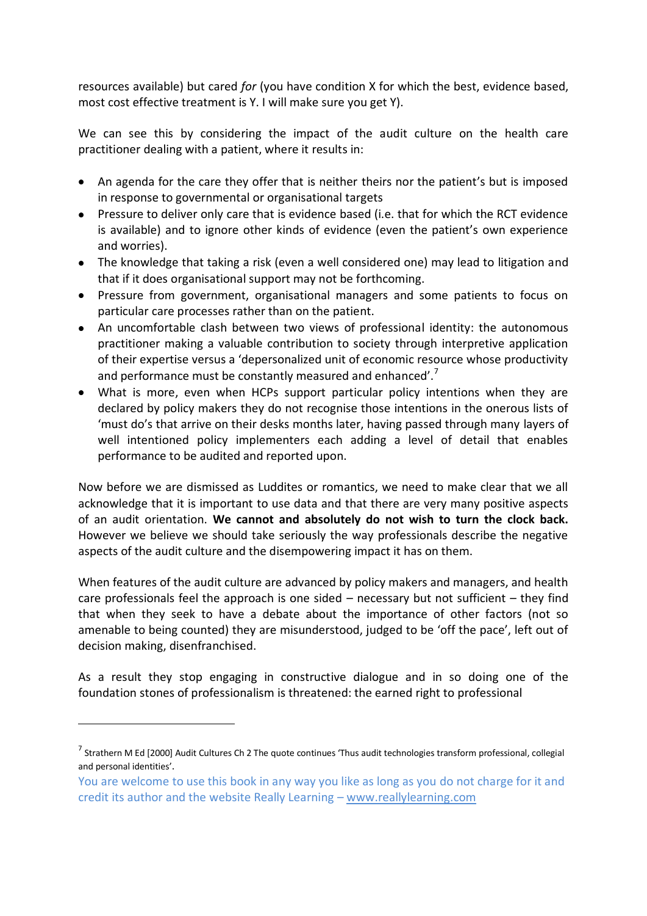resources available) but cared *for* (you have condition X for which the best, evidence based, most cost effective treatment is Y. I will make sure you get Y).

We can see this by considering the impact of the audit culture on the health care practitioner dealing with a patient, where it results in:

- An agenda for the care they offer that is neither theirs nor the patient's but is imposed in response to governmental or organisational targets
- Pressure to deliver only care that is evidence based (i.e. that for which the RCT evidence is available) and to ignore other kinds of evidence (even the patient's own experience and worries).
- The knowledge that taking a risk (even a well considered one) may lead to litigation and that if it does organisational support may not be forthcoming.
- Pressure from government, organisational managers and some patients to focus on particular care processes rather than on the patient.
- An uncomfortable clash between two views of professional identity: the autonomous practitioner making a valuable contribution to society through interpretive application of their expertise versus a 'depersonalized unit of economic resource whose productivity and performance must be constantly measured and enhanced'.[7]
- What is more, even when HCPs support particular policy intentions when they are declared by policy makers they do not recognise those intentions in the onerous lists of 'must do's that arrive on their desks months later, having passed through many layers of well intentioned policy implementers each adding a level of detail that enables performance to be audited and reported upon.

Now before we are dismissed as Luddites or romantics, we need to make clear that we all acknowledge that it is important to use data and that there are very many positive aspects of an audit orientation. **We cannot and absolutely do not wish to turn the clock back.** However we believe we should take seriously the way professionals describe the negative aspects of the audit culture and the disempowering impact it has on them.

When features of the audit culture are advanced by policy makers and managers, and health care professionals feel the approach is one sided – necessary but not sufficient – they find that when they seek to have a debate about the importance of other factors (not so amenable to being counted) they are misunderstood, judged to be 'off the pace', left out of decision making, disenfranchised.

As a result they stop engaging in constructive dialogue and in so doing one of the foundation stones of professionalism is threatened: the earned right to professional

---

[7] Strathern M Ed [2000] Audit Cultures Ch 2 The quote continues 'Thus audit technologies transform professional, collegial and personal identities'.

You are welcome to use this book in any way you like as long as you do not charge for it and credit its author and the website Really Learning – www.reallylearning.com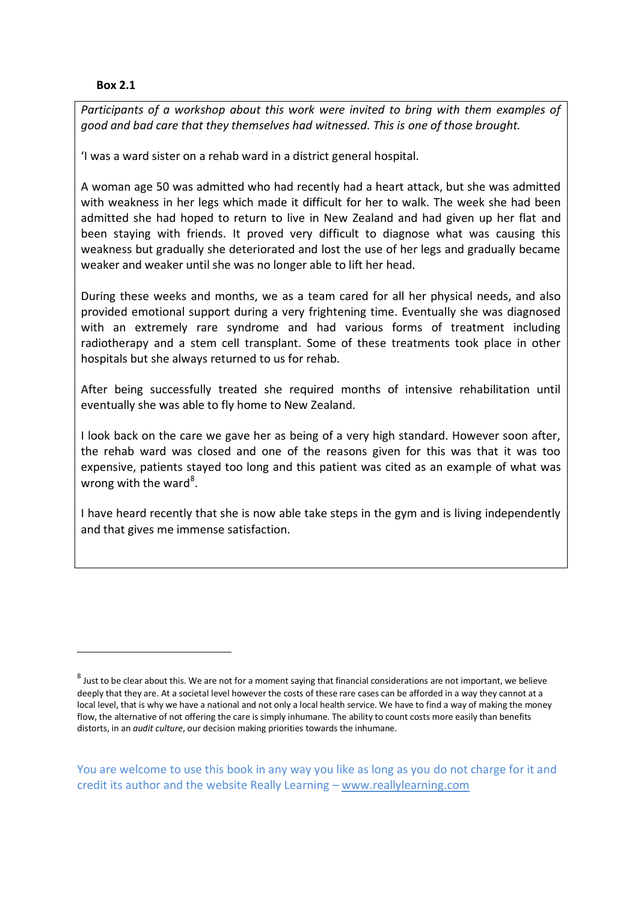**Box 2.1**

*Participants of a workshop about this work were invited to bring with them examples of good and bad care that they themselves had witnessed. This is one of those brought.*

'I was a ward sister on a rehab ward in a district general hospital.

A woman age 50 was admitted who had recently had a heart attack, but she was admitted with weakness in her legs which made it difficult for her to walk. The week she had been admitted she had hoped to return to live in New Zealand and had given up her flat and been staying with friends. It proved very difficult to diagnose what was causing this weakness but gradually she deteriorated and lost the use of her legs and gradually became weaker and weaker until she was no longer able to lift her head.

During these weeks and months, we as a team cared for all her physical needs, and also provided emotional support during a very frightening time. Eventually she was diagnosed with an extremely rare syndrome and had various forms of treatment including radiotherapy and a stem cell transplant. Some of these treatments took place in other hospitals but she always returned to us for rehab.

After being successfully treated she required months of intensive rehabilitation until eventually she was able to fly home to New Zealand.

I look back on the care we gave her as being of a very high standard. However soon after, the rehab ward was closed and one of the reasons given for this was that it was too expensive, patients stayed too long and this patient was cited as an example of what was wrong with the ward[8].

I have heard recently that she is now able take steps in the gym and is living independently and that gives me immense satisfaction.

---

[8] Just to be clear about this. We are not for a moment saying that financial considerations are not important, we believe deeply that they are. At a societal level however the costs of these rare cases can be afforded in a way they cannot at a local level, that is why we have a national and not only a local health service. We have to find a way of making the money flow, the alternative of not offering the care is simply inhumane. The ability to count costs more easily than benefits distorts, in an *audit culture*, our decision making priorities towards the inhumane.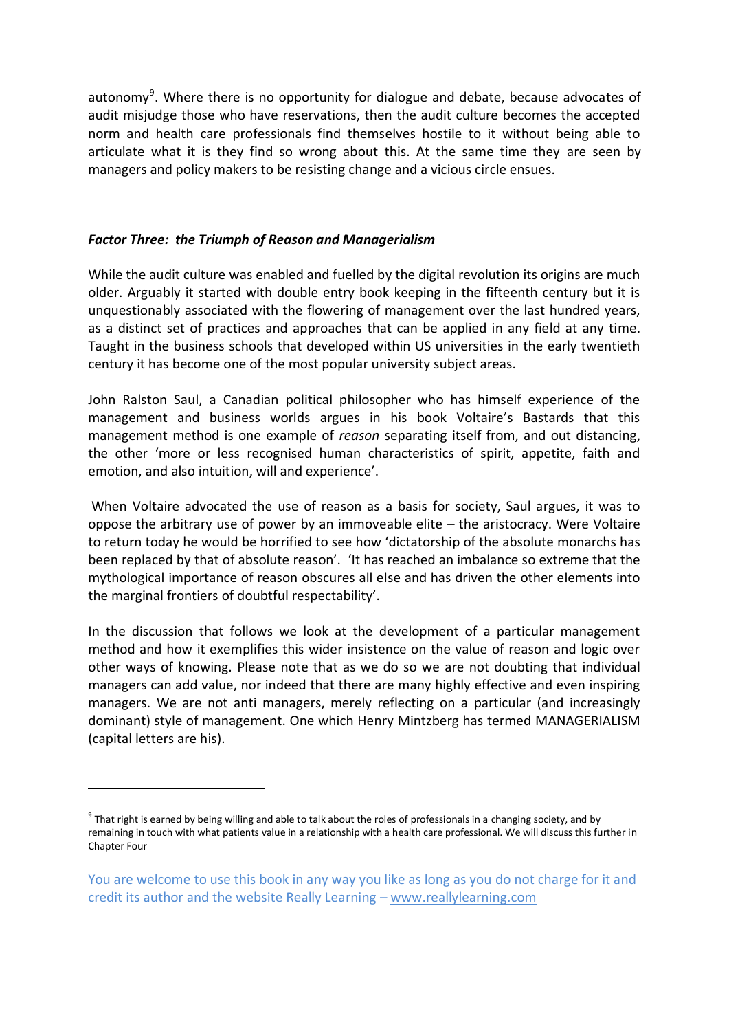autonomy[9]. Where there is no opportunity for dialogue and debate, because advocates of audit misjudge those who have reservations, then the audit culture becomes the accepted norm and health care professionals find themselves hostile to it without being able to articulate what it is they find so wrong about this. At the same time they are seen by managers and policy makers to be resisting change and a vicious circle ensues.

***Factor Three: the Triumph of Reason and Managerialism***

While the audit culture was enabled and fuelled by the digital revolution its origins are much older. Arguably it started with double entry book keeping in the fifteenth century but it is unquestionably associated with the flowering of management over the last hundred years, as a distinct set of practices and approaches that can be applied in any field at any time. Taught in the business schools that developed within US universities in the early twentieth century it has become one of the most popular university subject areas.

John Ralston Saul, a Canadian political philosopher who has himself experience of the management and business worlds argues in his book Voltaire's Bastards that this management method is one example of *reason* separating itself from, and out distancing, the other 'more or less recognised human characteristics of spirit, appetite, faith and emotion, and also intuition, will and experience'.

When Voltaire advocated the use of reason as a basis for society, Saul argues, it was to oppose the arbitrary use of power by an immoveable elite – the aristocracy. Were Voltaire to return today he would be horrified to see how 'dictatorship of the absolute monarchs has been replaced by that of absolute reason'. 'It has reached an imbalance so extreme that the mythological importance of reason obscures all else and has driven the other elements into the marginal frontiers of doubtful respectability'.

In the discussion that follows we look at the development of a particular management method and how it exemplifies this wider insistence on the value of reason and logic over other ways of knowing. Please note that as we do so we are not doubting that individual managers can add value, nor indeed that there are many highly effective and even inspiring managers. We are not anti managers, merely reflecting on a particular (and increasingly dominant) style of management. One which Henry Mintzberg has termed MANAGERIALISM (capital letters are his).

---

[9] That right is earned by being willing and able to talk about the roles of professionals in a changing society, and by remaining in touch with what patients value in a relationship with a health care professional. We will discuss this further in Chapter Four

You are welcome to use this book in any way you like as long as you do not charge for it and credit its author and the website Really Learning – www.reallylearning.com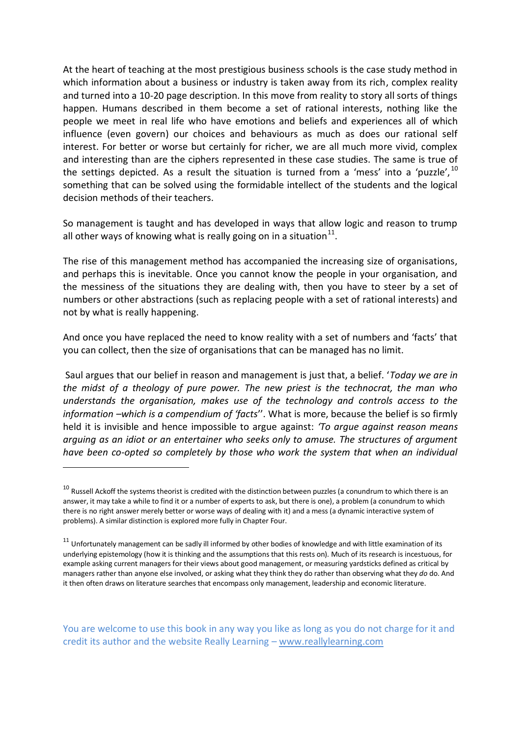At the heart of teaching at the most prestigious business schools is the case study method in which information about a business or industry is taken away from its rich, complex reality and turned into a 10-20 page description. In this move from reality to story all sorts of things happen. Humans described in them become a set of rational interests, nothing like the people we meet in real life who have emotions and beliefs and experiences all of which influence (even govern) our choices and behaviours as much as does our rational self interest. For better or worse but certainly for richer, we are all much more vivid, complex and interesting than are the ciphers represented in these case studies. The same is true of the settings depicted. As a result the situation is turned from a 'mess' into a 'puzzle',[10] something that can be solved using the formidable intellect of the students and the logical decision methods of their teachers.

So management is taught and has developed in ways that allow logic and reason to trump all other ways of knowing what is really going on in a situation[11].

The rise of this management method has accompanied the increasing size of organisations, and perhaps this is inevitable. Once you cannot know the people in your organisation, and the messiness of the situations they are dealing with, then you have to steer by a set of numbers or other abstractions (such as replacing people with a set of rational interests) and not by what is really happening.

And once you have replaced the need to know reality with a set of numbers and 'facts' that you can collect, then the size of organisations that can be managed has no limit.

Saul argues that our belief in reason and management is just that, a belief. '*Today we are in the midst of a theology of pure power. The new priest is the technocrat, the man who understands the organisation, makes use of the technology and controls access to the information –which is a compendium of 'facts*''. What is more, because the belief is so firmly held it is invisible and hence impossible to argue against: *'To argue against reason means arguing as an idiot or an entertainer who seeks only to amuse. The structures of argument have been co-opted so completely by those who work the system that when an individual*

---

[10] Russell Ackoff the systems theorist is credited with the distinction between puzzles (a conundrum to which there is an answer, it may take a while to find it or a number of experts to ask, but there is one), a problem (a conundrum to which there is no right answer merely better or worse ways of dealing with it) and a mess (a dynamic interactive system of problems). A similar distinction is explored more fully in Chapter Four.

[11] Unfortunately management can be sadly ill informed by other bodies of knowledge and with little examination of its underlying epistemology (how it is thinking and the assumptions that this rests on). Much of its research is incestuous, for example asking current managers for their views about good management, or measuring yardsticks defined as critical by managers rather than anyone else involved, or asking what they think they do rather than observing what they *do* do. And it then often draws on literature searches that encompass only management, leadership and economic literature.

You are welcome to use this book in any way you like as long as you do not charge for it and credit its author and the website Really Learning – www.reallylearning.com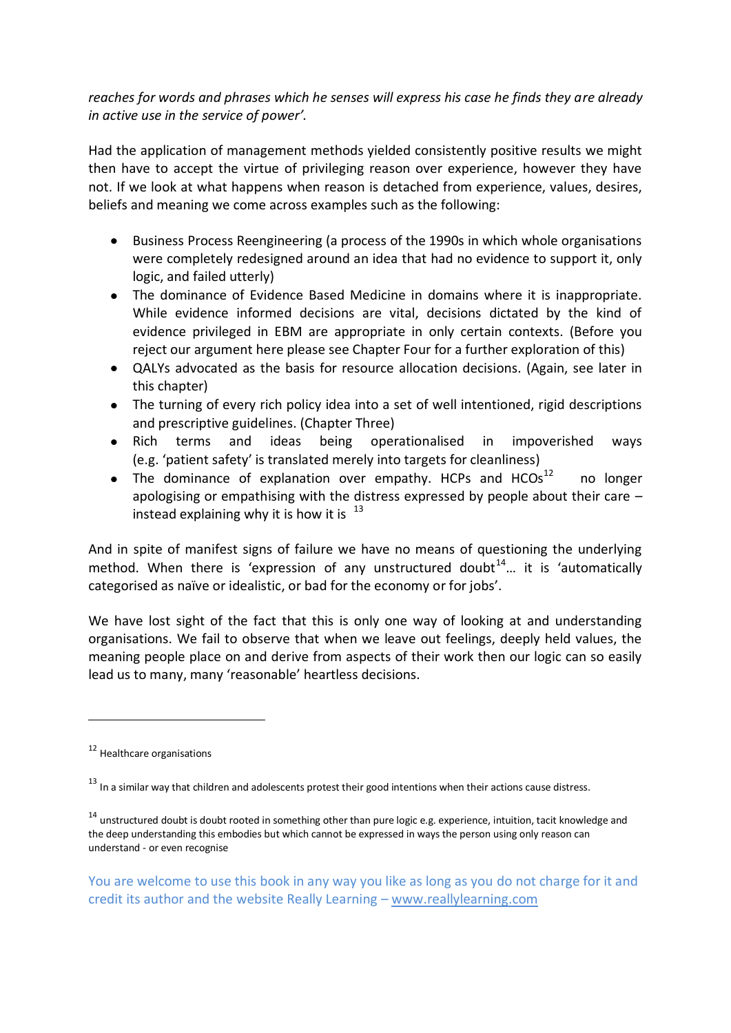*reaches for words and phrases which he senses will express his case he finds they are already in active use in the service of power'.*

Had the application of management methods yielded consistently positive results we might then have to accept the virtue of privileging reason over experience, however they have not. If we look at what happens when reason is detached from experience, values, desires, beliefs and meaning we come across examples such as the following:

- Business Process Reengineering (a process of the 1990s in which whole organisations were completely redesigned around an idea that had no evidence to support it, only logic, and failed utterly)
- The dominance of Evidence Based Medicine in domains where it is inappropriate. While evidence informed decisions are vital, decisions dictated by the kind of evidence privileged in EBM are appropriate in only certain contexts. (Before you reject our argument here please see Chapter Four for a further exploration of this)
- QALYs advocated as the basis for resource allocation decisions. (Again, see later in this chapter)
- The turning of every rich policy idea into a set of well intentioned, rigid descriptions and prescriptive guidelines. (Chapter Three)
- Rich terms and ideas being operationalised in impoverished ways (e.g. 'patient safety' is translated merely into targets for cleanliness)
- The dominance of explanation over empathy. HCPs and HCOs[12] no longer apologising or empathising with the distress expressed by people about their care – instead explaining why it is how it is [13]

And in spite of manifest signs of failure we have no means of questioning the underlying method. When there is 'expression of any unstructured doubt[14]… it is 'automatically categorised as naïve or idealistic, or bad for the economy or for jobs'.

We have lost sight of the fact that this is only one way of looking at and understanding organisations. We fail to observe that when we leave out feelings, deeply held values, the meaning people place on and derive from aspects of their work then our logic can so easily lead us to many, many 'reasonable' heartless decisions.

---

[12] Healthcare organisations

[13] In a similar way that children and adolescents protest their good intentions when their actions cause distress.

[14] unstructured doubt is doubt rooted in something other than pure logic e.g. experience, intuition, tacit knowledge and the deep understanding this embodies but which cannot be expressed in ways the person using only reason can understand - or even recognise

You are welcome to use this book in any way you like as long as you do not charge for it and credit its author and the website Really Learning – www.reallylearning.com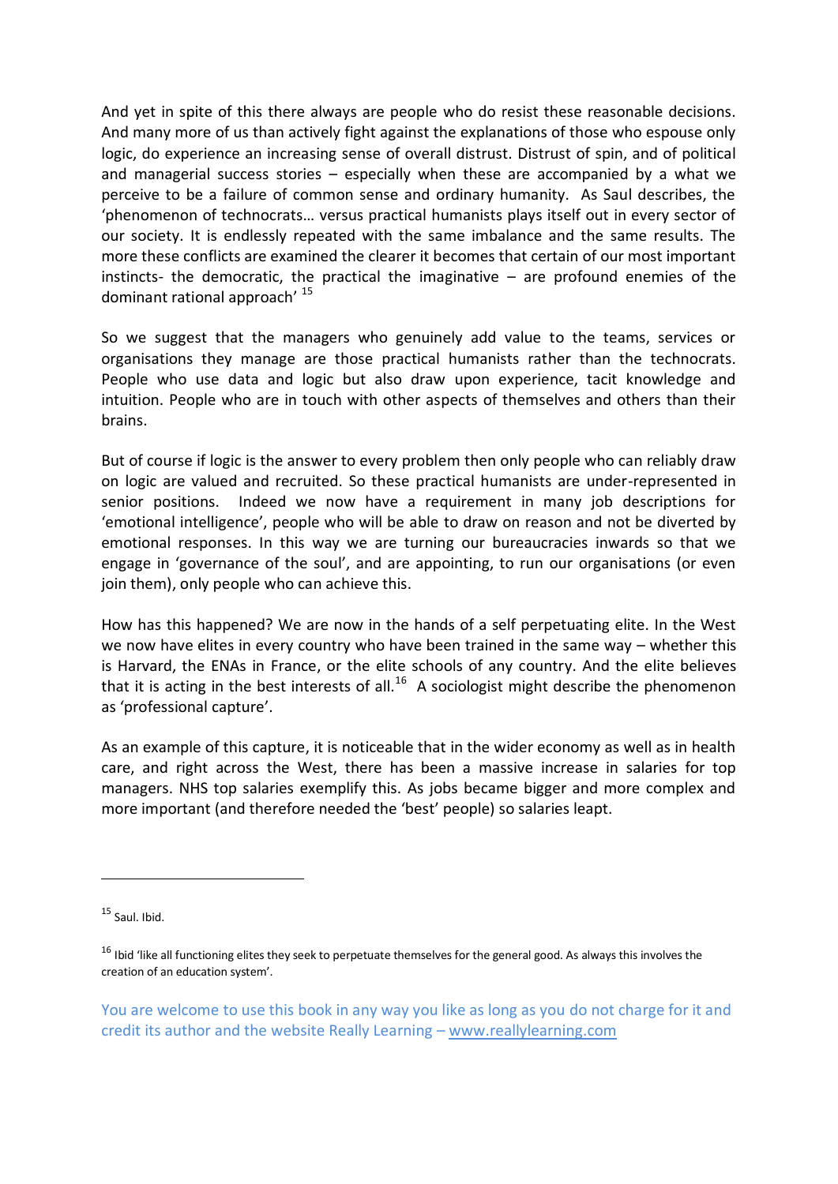And yet in spite of this there always are people who do resist these reasonable decisions. And many more of us than actively fight against the explanations of those who espouse only logic, do experience an increasing sense of overall distrust. Distrust of spin, and of political and managerial success stories – especially when these are accompanied by a what we perceive to be a failure of common sense and ordinary humanity. As Saul describes, the 'phenomenon of technocrats… versus practical humanists plays itself out in every sector of our society. It is endlessly repeated with the same imbalance and the same results. The more these conflicts are examined the clearer it becomes that certain of our most important instincts- the democratic, the practical the imaginative – are profound enemies of the dominant rational approach' [15]

So we suggest that the managers who genuinely add value to the teams, services or organisations they manage are those practical humanists rather than the technocrats. People who use data and logic but also draw upon experience, tacit knowledge and intuition. People who are in touch with other aspects of themselves and others than their brains.

But of course if logic is the answer to every problem then only people who can reliably draw on logic are valued and recruited. So these practical humanists are under-represented in senior positions. Indeed we now have a requirement in many job descriptions for 'emotional intelligence', people who will be able to draw on reason and not be diverted by emotional responses. In this way we are turning our bureaucracies inwards so that we engage in 'governance of the soul', and are appointing, to run our organisations (or even join them), only people who can achieve this.

How has this happened? We are now in the hands of a self perpetuating elite. In the West we now have elites in every country who have been trained in the same way – whether this is Harvard, the ENAs in France, or the elite schools of any country. And the elite believes that it is acting in the best interests of all.[16] A sociologist might describe the phenomenon as 'professional capture'.

As an example of this capture, it is noticeable that in the wider economy as well as in health care, and right across the West, there has been a massive increase in salaries for top managers. NHS top salaries exemplify this. As jobs became bigger and more complex and more important (and therefore needed the 'best' people) so salaries leapt.

---

[15] Saul. Ibid.

[16] Ibid 'like all functioning elites they seek to perpetuate themselves for the general good. As always this involves the creation of an education system'.

You are welcome to use this book in any way you like as long as you do not charge for it and credit its author and the website Really Learning – www.reallylearning.com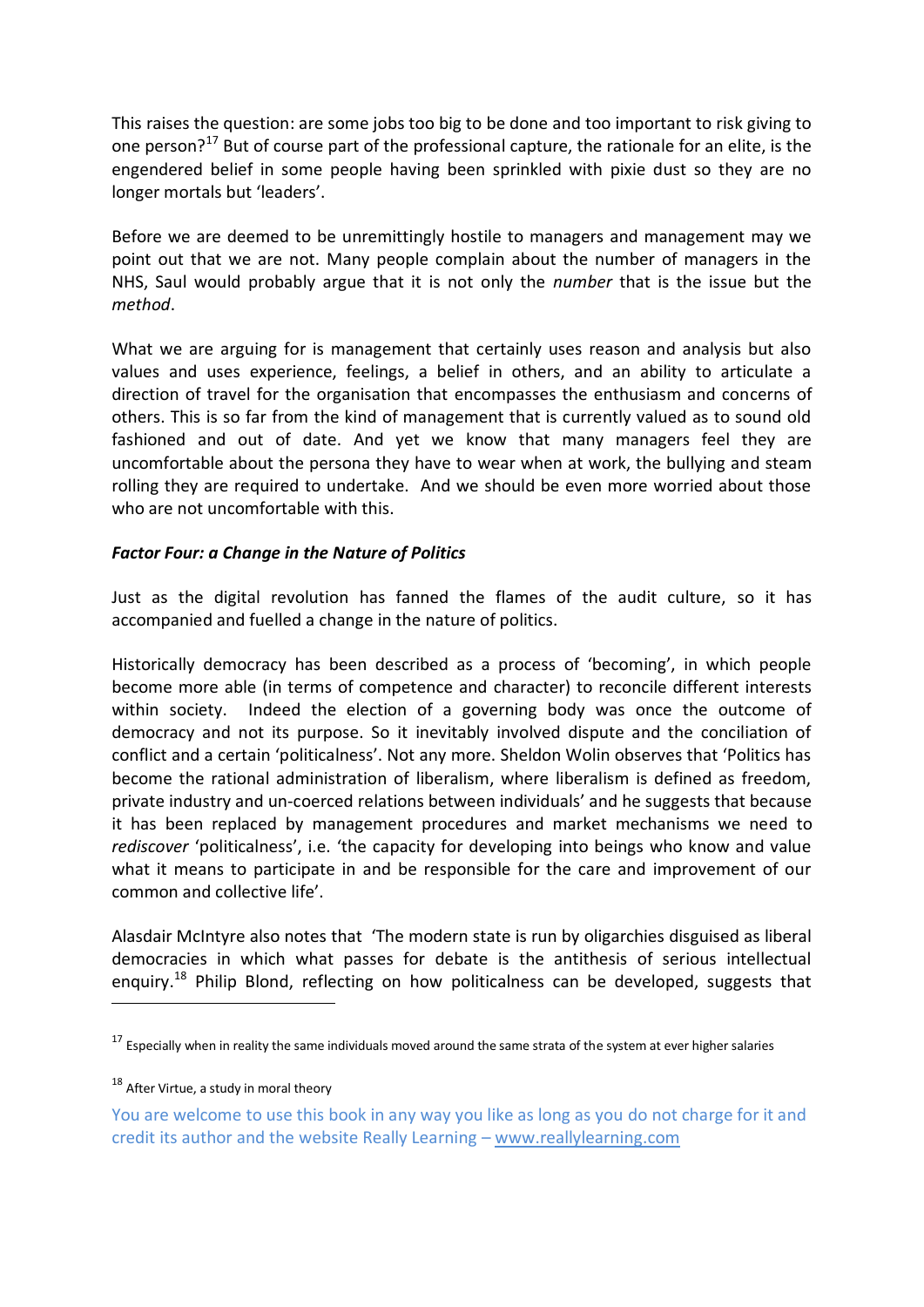This raises the question: are some jobs too big to be done and too important to risk giving to one person?[17] But of course part of the professional capture, the rationale for an elite, is the engendered belief in some people having been sprinkled with pixie dust so they are no longer mortals but 'leaders'.

Before we are deemed to be unremittingly hostile to managers and management may we point out that we are not. Many people complain about the number of managers in the NHS, Saul would probably argue that it is not only the *number* that is the issue but the *method*.

What we are arguing for is management that certainly uses reason and analysis but also values and uses experience, feelings, a belief in others, and an ability to articulate a direction of travel for the organisation that encompasses the enthusiasm and concerns of others. This is so far from the kind of management that is currently valued as to sound old fashioned and out of date. And yet we know that many managers feel they are uncomfortable about the persona they have to wear when at work, the bullying and steam rolling they are required to undertake. And we should be even more worried about those who are not uncomfortable with this.

### ***Factor Four: a Change in the Nature of Politics***

Just as the digital revolution has fanned the flames of the audit culture, so it has accompanied and fuelled a change in the nature of politics.

Historically democracy has been described as a process of 'becoming', in which people become more able (in terms of competence and character) to reconcile different interests within society. Indeed the election of a governing body was once the outcome of democracy and not its purpose. So it inevitably involved dispute and the conciliation of conflict and a certain 'politicalness'. Not any more. Sheldon Wolin observes that 'Politics has become the rational administration of liberalism, where liberalism is defined as freedom, private industry and un-coerced relations between individuals' and he suggests that because it has been replaced by management procedures and market mechanisms we need to *rediscover* 'politicalness', i.e. 'the capacity for developing into beings who know and value what it means to participate in and be responsible for the care and improvement of our common and collective life'.

Alasdair McIntyre also notes that 'The modern state is run by oligarchies disguised as liberal democracies in which what passes for debate is the antithesis of serious intellectual enquiry.[18] Philip Blond, reflecting on how politicalness can be developed, suggests that

---

[17] Especially when in reality the same individuals moved around the same strata of the system at ever higher salaries

[18] After Virtue, a study in moral theory

You are welcome to use this book in any way you like as long as you do not charge for it and credit its author and the website Really Learning – www.reallylearning.com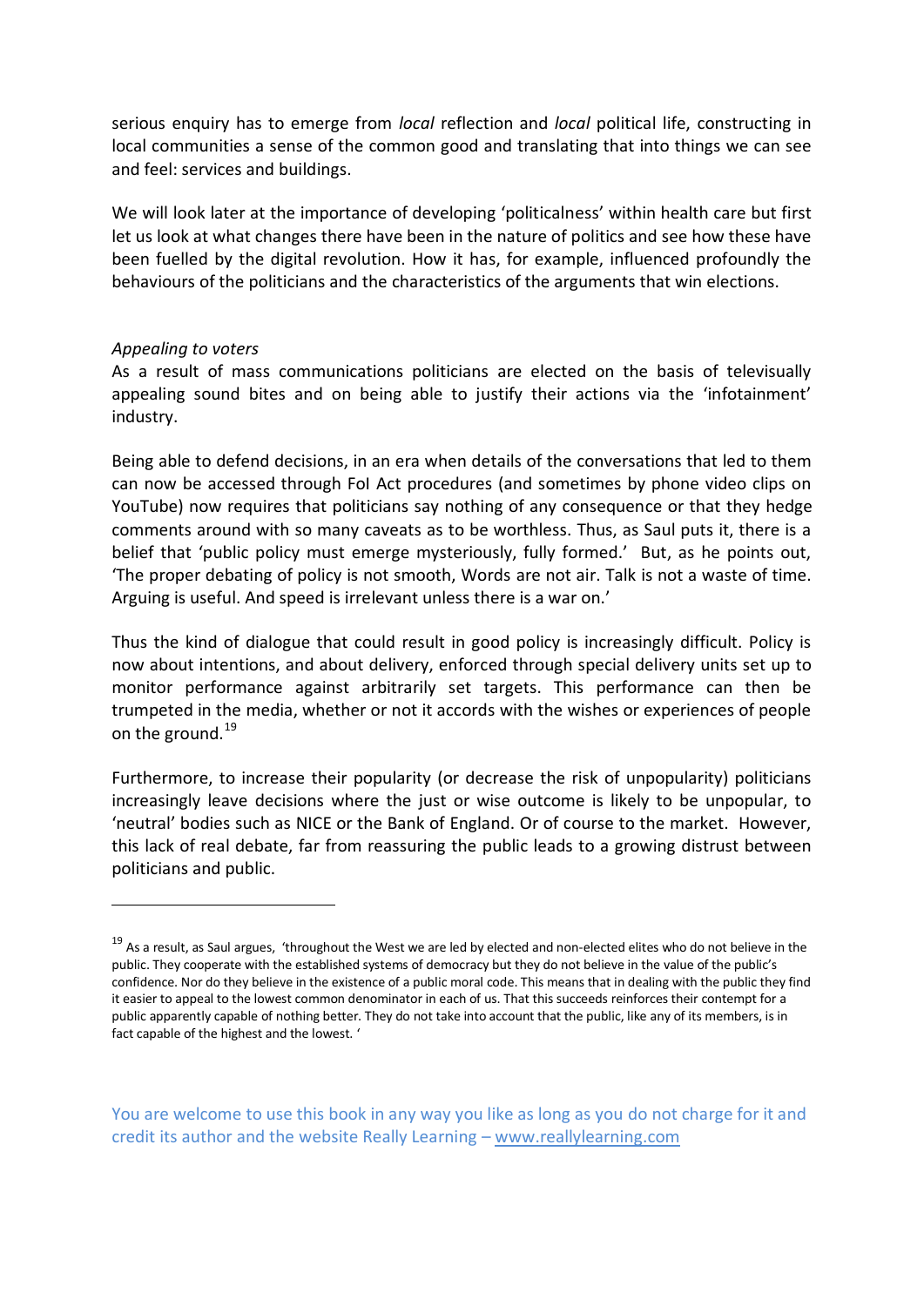serious enquiry has to emerge from *local* reflection and *local* political life, constructing in local communities a sense of the common good and translating that into things we can see and feel: services and buildings.

We will look later at the importance of developing 'politicalness' within health care but first let us look at what changes there have been in the nature of politics and see how these have been fuelled by the digital revolution. How it has, for example, influenced profoundly the behaviours of the politicians and the characteristics of the arguments that win elections.

*Appealing to voters*

As a result of mass communications politicians are elected on the basis of televisually appealing sound bites and on being able to justify their actions via the 'infotainment' industry.

Being able to defend decisions, in an era when details of the conversations that led to them can now be accessed through FoI Act procedures (and sometimes by phone video clips on YouTube) now requires that politicians say nothing of any consequence or that they hedge comments around with so many caveats as to be worthless. Thus, as Saul puts it, there is a belief that 'public policy must emerge mysteriously, fully formed.' But, as he points out, 'The proper debating of policy is not smooth, Words are not air. Talk is not a waste of time. Arguing is useful. And speed is irrelevant unless there is a war on.'

Thus the kind of dialogue that could result in good policy is increasingly difficult. Policy is now about intentions, and about delivery, enforced through special delivery units set up to monitor performance against arbitrarily set targets. This performance can then be trumpeted in the media, whether or not it accords with the wishes or experiences of people on the ground.[19]

Furthermore, to increase their popularity (or decrease the risk of unpopularity) politicians increasingly leave decisions where the just or wise outcome is likely to be unpopular, to 'neutral' bodies such as NICE or the Bank of England. Or of course to the market. However, this lack of real debate, far from reassuring the public leads to a growing distrust between politicians and public.

---

[19] As a result, as Saul argues, 'throughout the West we are led by elected and non-elected elites who do not believe in the public. They cooperate with the established systems of democracy but they do not believe in the value of the public's confidence. Nor do they believe in the existence of a public moral code. This means that in dealing with the public they find it easier to appeal to the lowest common denominator in each of us. That this succeeds reinforces their contempt for a public apparently capable of nothing better. They do not take into account that the public, like any of its members, is in fact capable of the highest and the lowest. '

You are welcome to use this book in any way you like as long as you do not charge for it and credit its author and the website Really Learning – www.reallylearning.com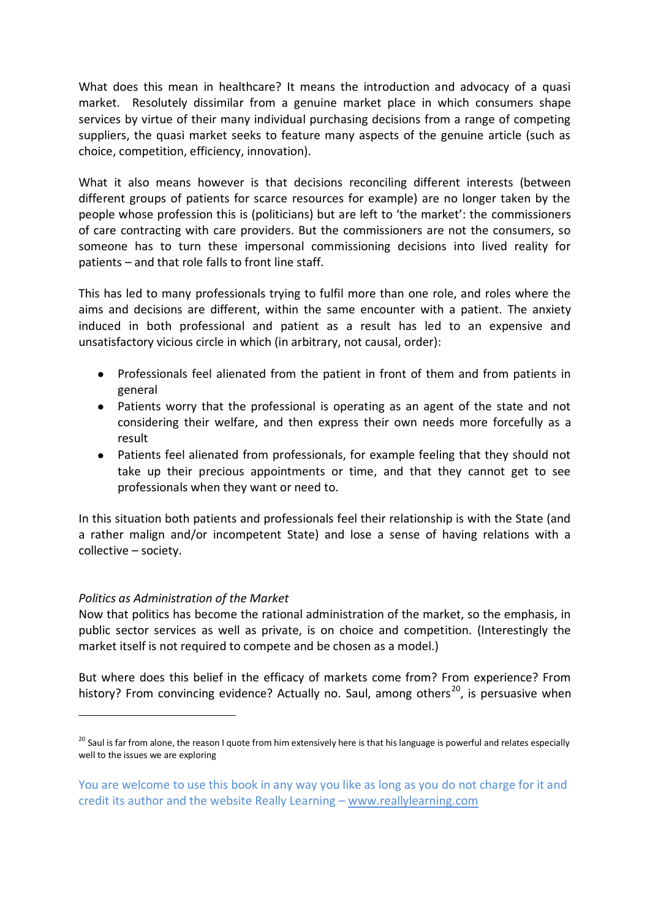What does this mean in healthcare? It means the introduction and advocacy of a quasi market. Resolutely dissimilar from a genuine market place in which consumers shape services by virtue of their many individual purchasing decisions from a range of competing suppliers, the quasi market seeks to feature many aspects of the genuine article (such as choice, competition, efficiency, innovation).

What it also means however is that decisions reconciling different interests (between different groups of patients for scarce resources for example) are no longer taken by the people whose profession this is (politicians) but are left to 'the market': the commissioners of care contracting with care providers. But the commissioners are not the consumers, so someone has to turn these impersonal commissioning decisions into lived reality for patients – and that role falls to front line staff.

This has led to many professionals trying to fulfil more than one role, and roles where the aims and decisions are different, within the same encounter with a patient. The anxiety induced in both professional and patient as a result has led to an expensive and unsatisfactory vicious circle in which (in arbitrary, not causal, order):

- Professionals feel alienated from the patient in front of them and from patients in general
- Patients worry that the professional is operating as an agent of the state and not considering their welfare, and then express their own needs more forcefully as a result
- Patients feel alienated from professionals, for example feeling that they should not take up their precious appointments or time, and that they cannot get to see professionals when they want or need to.

In this situation both patients and professionals feel their relationship is with the State (and a rather malign and/or incompetent State) and lose a sense of having relations with a collective – society.

*Politics as Administration of the Market*

Now that politics has become the rational administration of the market, so the emphasis, in public sector services as well as private, is on choice and competition. (Interestingly the market itself is not required to compete and be chosen as a model.)

But where does this belief in the efficacy of markets come from? From experience? From history? From convincing evidence? Actually no. Saul, among others[20], is persuasive when

[20] Saul is far from alone, the reason I quote from him extensively here is that his language is powerful and relates especially well to the issues we are exploring

You are welcome to use this book in any way you like as long as you do not charge for it and credit its author and the website Really Learning – www.reallylearning.com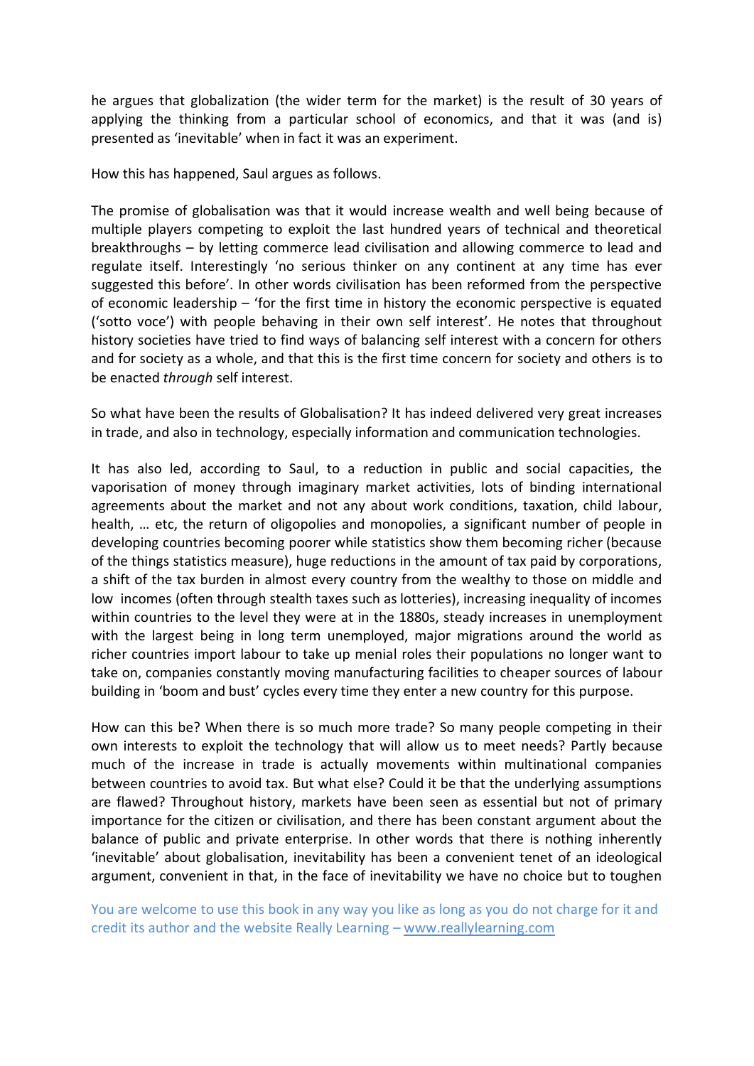he argues that globalization (the wider term for the market) is the result of 30 years of applying the thinking from a particular school of economics, and that it was (and is) presented as 'inevitable' when in fact it was an experiment.

How this has happened, Saul argues as follows.

The promise of globalisation was that it would increase wealth and well being because of multiple players competing to exploit the last hundred years of technical and theoretical breakthroughs – by letting commerce lead civilisation and allowing commerce to lead and regulate itself. Interestingly 'no serious thinker on any continent at any time has ever suggested this before'. In other words civilisation has been reformed from the perspective of economic leadership – 'for the first time in history the economic perspective is equated ('sotto voce') with people behaving in their own self interest'. He notes that throughout history societies have tried to find ways of balancing self interest with a concern for others and for society as a whole, and that this is the first time concern for society and others is to be enacted *through* self interest.

So what have been the results of Globalisation? It has indeed delivered very great increases in trade, and also in technology, especially information and communication technologies.

It has also led, according to Saul, to a reduction in public and social capacities, the vaporisation of money through imaginary market activities, lots of binding international agreements about the market and not any about work conditions, taxation, child labour, health, … etc, the return of oligopolies and monopolies, a significant number of people in developing countries becoming poorer while statistics show them becoming richer (because of the things statistics measure), huge reductions in the amount of tax paid by corporations, a shift of the tax burden in almost every country from the wealthy to those on middle and low incomes (often through stealth taxes such as lotteries), increasing inequality of incomes within countries to the level they were at in the 1880s, steady increases in unemployment with the largest being in long term unemployed, major migrations around the world as richer countries import labour to take up menial roles their populations no longer want to take on, companies constantly moving manufacturing facilities to cheaper sources of labour building in 'boom and bust' cycles every time they enter a new country for this purpose.

How can this be? When there is so much more trade? So many people competing in their own interests to exploit the technology that will allow us to meet needs? Partly because much of the increase in trade is actually movements within multinational companies between countries to avoid tax. But what else? Could it be that the underlying assumptions are flawed? Throughout history, markets have been seen as essential but not of primary importance for the citizen or civilisation, and there has been constant argument about the balance of public and private enterprise. In other words that there is nothing inherently 'inevitable' about globalisation, inevitability has been a convenient tenet of an ideological argument, convenient in that, in the face of inevitability we have no choice but to toughen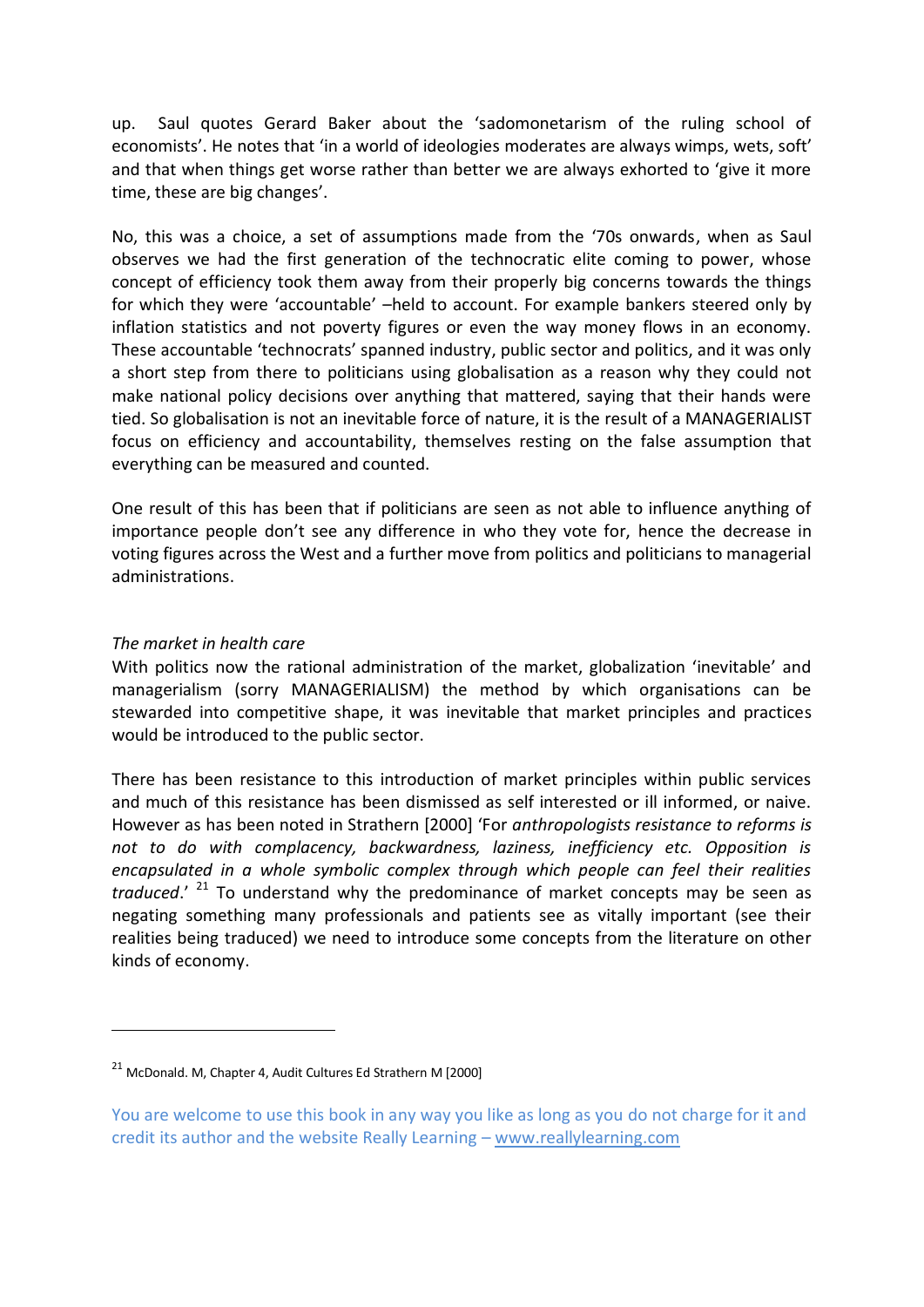up. Saul quotes Gerard Baker about the 'sadomonetarism of the ruling school of economists'. He notes that 'in a world of ideologies moderates are always wimps, wets, soft' and that when things get worse rather than better we are always exhorted to 'give it more time, these are big changes'.

No, this was a choice, a set of assumptions made from the '70s onwards, when as Saul observes we had the first generation of the technocratic elite coming to power, whose concept of efficiency took them away from their properly big concerns towards the things for which they were 'accountable' –held to account. For example bankers steered only by inflation statistics and not poverty figures or even the way money flows in an economy. These accountable 'technocrats' spanned industry, public sector and politics, and it was only a short step from there to politicians using globalisation as a reason why they could not make national policy decisions over anything that mattered, saying that their hands were tied. So globalisation is not an inevitable force of nature, it is the result of a MANAGERIALIST focus on efficiency and accountability, themselves resting on the false assumption that everything can be measured and counted.

One result of this has been that if politicians are seen as not able to influence anything of importance people don't see any difference in who they vote for, hence the decrease in voting figures across the West and a further move from politics and politicians to managerial administrations.

*The market in health care*

With politics now the rational administration of the market, globalization 'inevitable' and managerialism (sorry MANAGERIALISM) the method by which organisations can be stewarded into competitive shape, it was inevitable that market principles and practices would be introduced to the public sector.

There has been resistance to this introduction of market principles within public services and much of this resistance has been dismissed as self interested or ill informed, or naive. However as has been noted in Strathern [2000] 'For *anthropologists resistance to reforms is not to do with complacency, backwardness, laziness, inefficiency etc. Opposition is encapsulated in a whole symbolic complex through which people can feel their realities traduced*.' [21] To understand why the predominance of market concepts may be seen as negating something many professionals and patients see as vitally important (see their realities being traduced) we need to introduce some concepts from the literature on other kinds of economy.

---

[21] McDonald. M, Chapter 4, Audit Cultures Ed Strathern M [2000]

You are welcome to use this book in any way you like as long as you do not charge for it and credit its author and the website Really Learning – www.reallylearning.com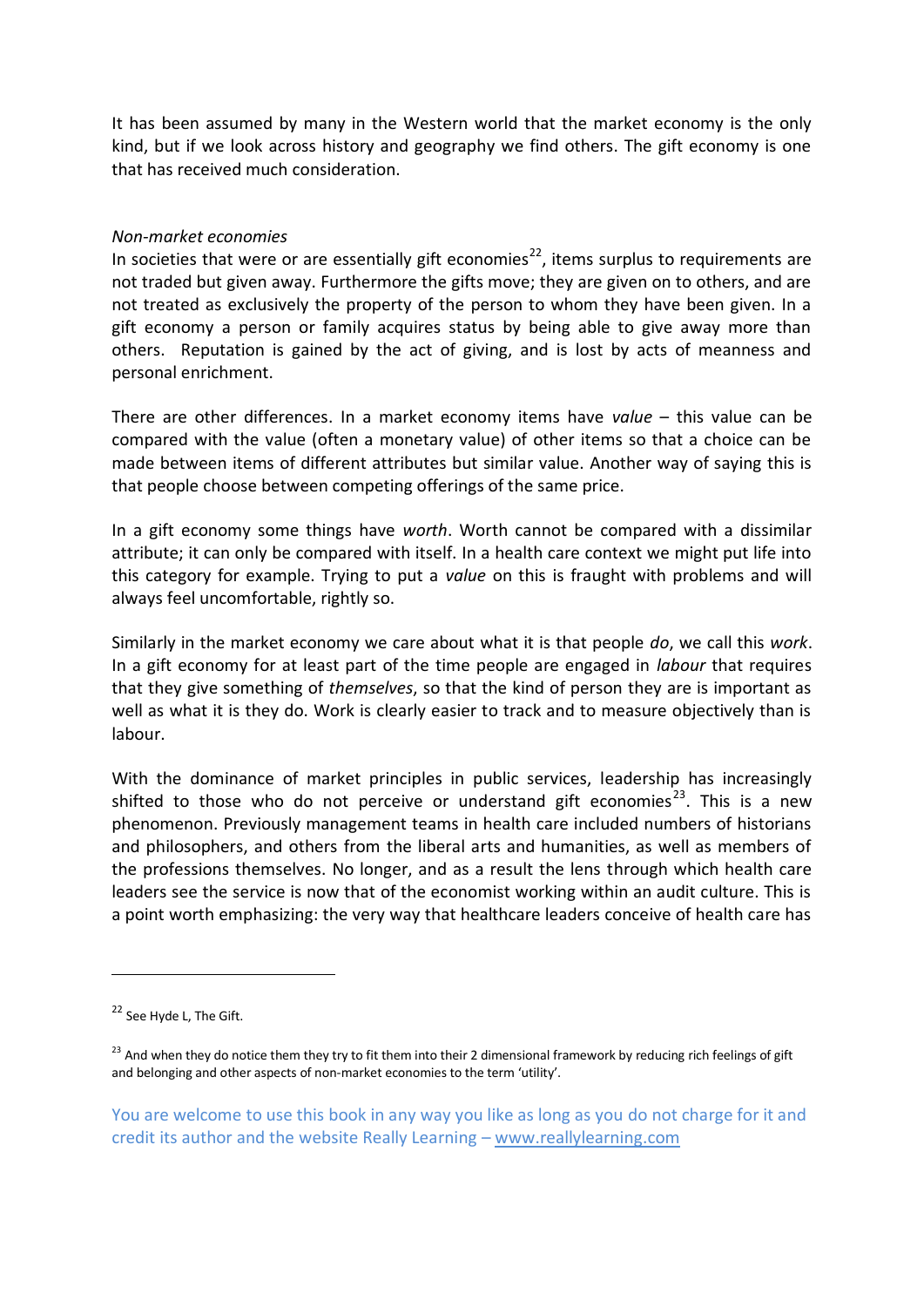It has been assumed by many in the Western world that the market economy is the only kind, but if we look across history and geography we find others. The gift economy is one that has received much consideration.

*Non-market economies*

In societies that were or are essentially gift economies[22], items surplus to requirements are not traded but given away. Furthermore the gifts move; they are given on to others, and are not treated as exclusively the property of the person to whom they have been given. In a gift economy a person or family acquires status by being able to give away more than others. Reputation is gained by the act of giving, and is lost by acts of meanness and personal enrichment.

There are other differences. In a market economy items have *value* – this value can be compared with the value (often a monetary value) of other items so that a choice can be made between items of different attributes but similar value. Another way of saying this is that people choose between competing offerings of the same price.

In a gift economy some things have *worth*. Worth cannot be compared with a dissimilar attribute; it can only be compared with itself. In a health care context we might put life into this category for example. Trying to put a *value* on this is fraught with problems and will always feel uncomfortable, rightly so.

Similarly in the market economy we care about what it is that people *do*, we call this *work*. In a gift economy for at least part of the time people are engaged in *labour* that requires that they give something of *themselves*, so that the kind of person they are is important as well as what it is they do. Work is clearly easier to track and to measure objectively than is labour.

With the dominance of market principles in public services, leadership has increasingly shifted to those who do not perceive or understand gift economies[23]. This is a new phenomenon. Previously management teams in health care included numbers of historians and philosophers, and others from the liberal arts and humanities, as well as members of the professions themselves. No longer, and as a result the lens through which health care leaders see the service is now that of the economist working within an audit culture. This is a point worth emphasizing: the very way that healthcare leaders conceive of health care has

---

[22] See Hyde L, The Gift.

[23] And when they do notice them they try to fit them into their 2 dimensional framework by reducing rich feelings of gift and belonging and other aspects of non-market economies to the term 'utility'.

You are welcome to use this book in any way you like as long as you do not charge for it and credit its author and the website Really Learning – www.reallylearning.com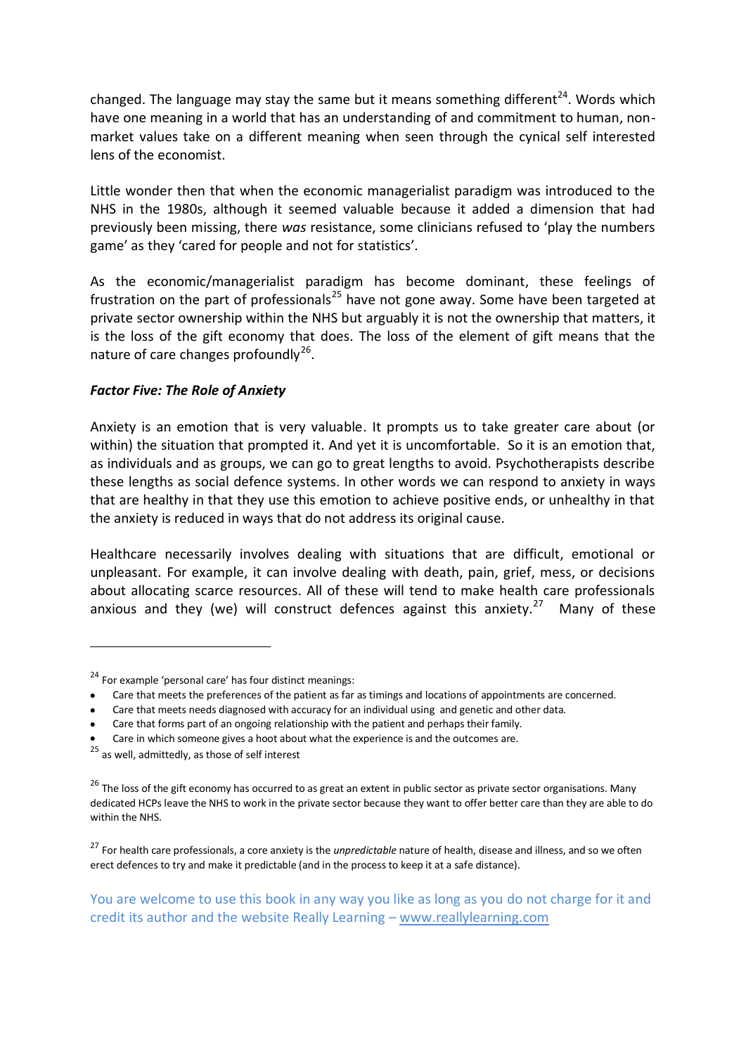changed. The language may stay the same but it means something different[24]. Words which have one meaning in a world that has an understanding of and commitment to human, non-market values take on a different meaning when seen through the cynical self interested lens of the economist.

Little wonder then that when the economic managerialist paradigm was introduced to the NHS in the 1980s, although it seemed valuable because it added a dimension that had previously been missing, there *was* resistance, some clinicians refused to 'play the numbers game' as they 'cared for people and not for statistics'.

As the economic/managerialist paradigm has become dominant, these feelings of frustration on the part of professionals[25] have not gone away. Some have been targeted at private sector ownership within the NHS but arguably it is not the ownership that matters, it is the loss of the gift economy that does. The loss of the element of gift means that the nature of care changes profoundly[26].

### *Factor Five: The Role of Anxiety*

Anxiety is an emotion that is very valuable. It prompts us to take greater care about (or within) the situation that prompted it. And yet it is uncomfortable. So it is an emotion that, as individuals and as groups, we can go to great lengths to avoid. Psychotherapists describe these lengths as social defence systems. In other words we can respond to anxiety in ways that are healthy in that they use this emotion to achieve positive ends, or unhealthy in that the anxiety is reduced in ways that do not address its original cause.

Healthcare necessarily involves dealing with situations that are difficult, emotional or unpleasant. For example, it can involve dealing with death, pain, grief, mess, or decisions about allocating scarce resources. All of these will tend to make health care professionals anxious and they (we) will construct defences against this anxiety.[27] Many of these

---

[24] For example 'personal care' has four distinct meanings:

- Care that meets the preferences of the patient as far as timings and locations of appointments are concerned.
- Care that meets needs diagnosed with accuracy for an individual using and genetic and other data.
- Care that forms part of an ongoing relationship with the patient and perhaps their family.
- Care in which someone gives a hoot about what the experience is and the outcomes are.

[25] as well, admittedly, as those of self interest

[26] The loss of the gift economy has occurred to as great an extent in public sector as private sector organisations. Many dedicated HCPs leave the NHS to work in the private sector because they want to offer better care than they are able to do within the NHS.

[27] For health care professionals, a core anxiety is the *unpredictable* nature of health, disease and illness, and so we often erect defences to try and make it predictable (and in the process to keep it at a safe distance).

You are welcome to use this book in any way you like as long as you do not charge for it and credit its author and the website Really Learning – www.reallylearning.com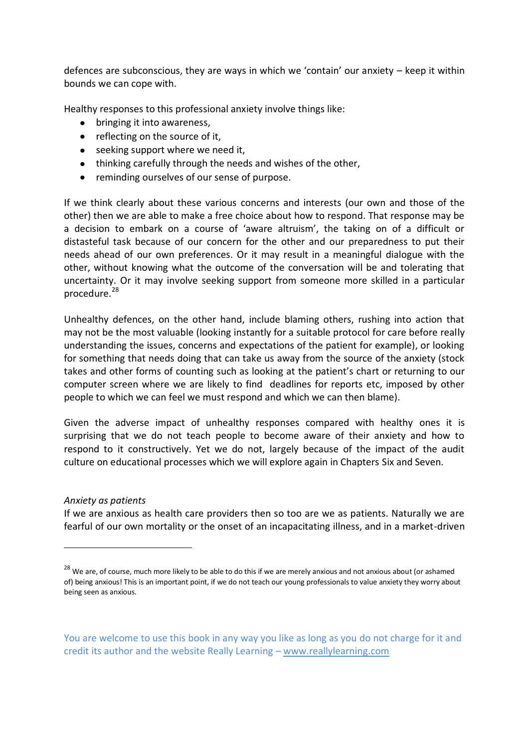defences are subconscious, they are ways in which we 'contain' our anxiety – keep it within bounds we can cope with.

Healthy responses to this professional anxiety involve things like:

- bringing it into awareness,
- reflecting on the source of it,
- seeking support where we need it,
- thinking carefully through the needs and wishes of the other,
- reminding ourselves of our sense of purpose.

If we think clearly about these various concerns and interests (our own and those of the other) then we are able to make a free choice about how to respond. That response may be a decision to embark on a course of 'aware altruism', the taking on of a difficult or distasteful task because of our concern for the other and our preparedness to put their needs ahead of our own preferences. Or it may result in a meaningful dialogue with the other, without knowing what the outcome of the conversation will be and tolerating that uncertainty. Or it may involve seeking support from someone more skilled in a particular procedure.[28]

Unhealthy defences, on the other hand, include blaming others, rushing into action that may not be the most valuable (looking instantly for a suitable protocol for care before really understanding the issues, concerns and expectations of the patient for example), or looking for something that needs doing that can take us away from the source of the anxiety (stock takes and other forms of counting such as looking at the patient's chart or returning to our computer screen where we are likely to find deadlines for reports etc, imposed by other people to which we can feel we must respond and which we can then blame).

Given the adverse impact of unhealthy responses compared with healthy ones it is surprising that we do not teach people to become aware of their anxiety and how to respond to it constructively. Yet we do not, largely because of the impact of the audit culture on educational processes which we will explore again in Chapters Six and Seven.

*Anxiety as patients*

If we are anxious as health care providers then so too are we as patients. Naturally we are fearful of our own mortality or the onset of an incapacitating illness, and in a market-driven

---

[28] We are, of course, much more likely to be able to do this if we are merely anxious and not anxious about (or ashamed of) being anxious! This is an important point, if we do not teach our young professionals to value anxiety they worry about being seen as anxious.

You are welcome to use this book in any way you like as long as you do not charge for it and credit its author and the website Really Learning – www.reallylearning.com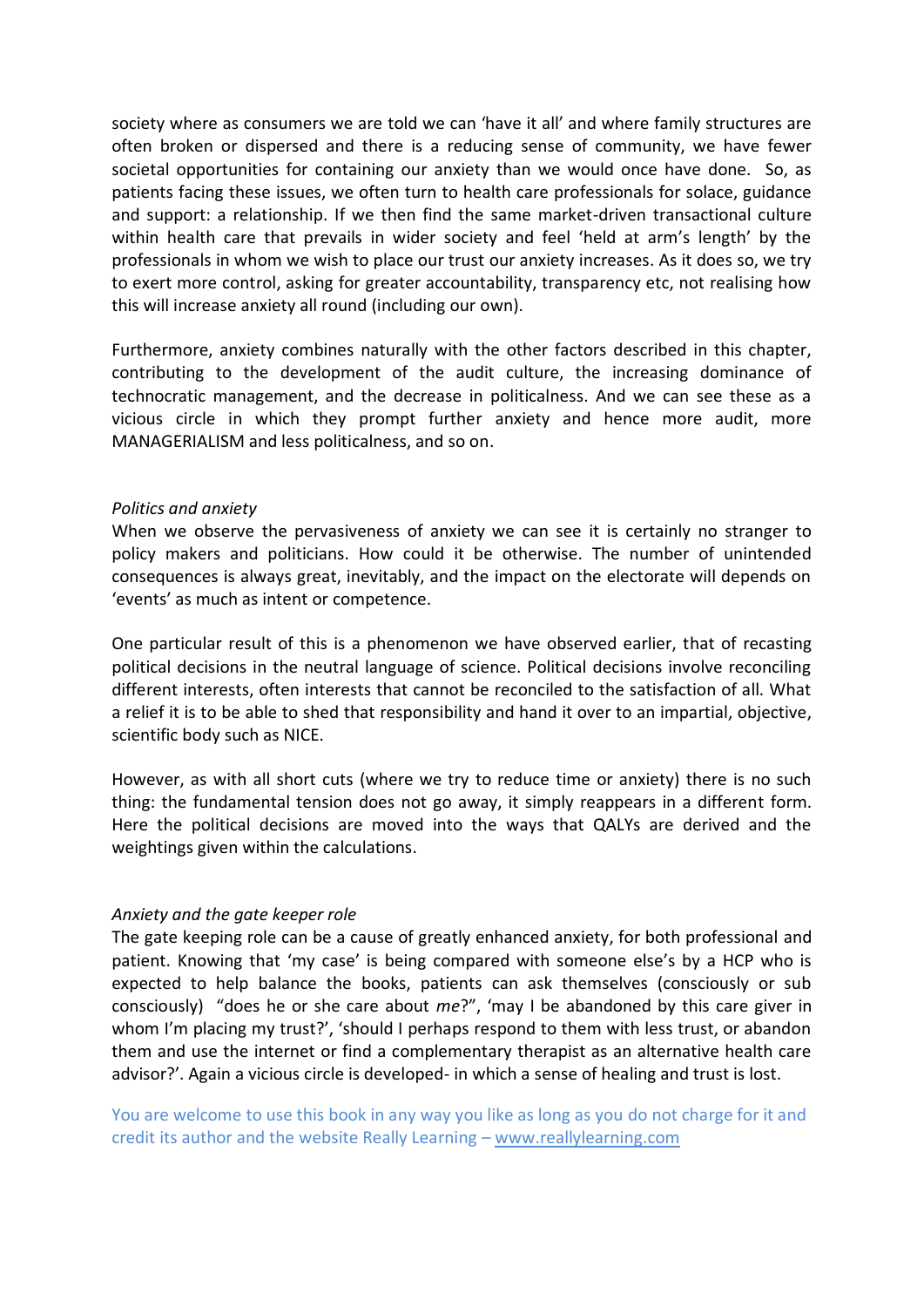society where as consumers we are told we can 'have it all' and where family structures are often broken or dispersed and there is a reducing sense of community, we have fewer societal opportunities for containing our anxiety than we would once have done. So, as patients facing these issues, we often turn to health care professionals for solace, guidance and support: a relationship. If we then find the same market-driven transactional culture within health care that prevails in wider society and feel 'held at arm's length' by the professionals in whom we wish to place our trust our anxiety increases. As it does so, we try to exert more control, asking for greater accountability, transparency etc, not realising how this will increase anxiety all round (including our own).

Furthermore, anxiety combines naturally with the other factors described in this chapter, contributing to the development of the audit culture, the increasing dominance of technocratic management, and the decrease in politicalness. And we can see these as a vicious circle in which they prompt further anxiety and hence more audit, more MANAGERIALISM and less politicalness, and so on.

*Politics and anxiety*

When we observe the pervasiveness of anxiety we can see it is certainly no stranger to policy makers and politicians. How could it be otherwise. The number of unintended consequences is always great, inevitably, and the impact on the electorate will depends on 'events' as much as intent or competence.

One particular result of this is a phenomenon we have observed earlier, that of recasting political decisions in the neutral language of science. Political decisions involve reconciling different interests, often interests that cannot be reconciled to the satisfaction of all. What a relief it is to be able to shed that responsibility and hand it over to an impartial, objective, scientific body such as NICE.

However, as with all short cuts (where we try to reduce time or anxiety) there is no such thing: the fundamental tension does not go away, it simply reappears in a different form. Here the political decisions are moved into the ways that QALYs are derived and the weightings given within the calculations.

*Anxiety and the gate keeper role*

The gate keeping role can be a cause of greatly enhanced anxiety, for both professional and patient. Knowing that 'my case' is being compared with someone else's by a HCP who is expected to help balance the books, patients can ask themselves (consciously or sub consciously) "does he or she care about *me*?", 'may I be abandoned by this care giver in whom I'm placing my trust?', 'should I perhaps respond to them with less trust, or abandon them and use the internet or find a complementary therapist as an alternative health care advisor?'. Again a vicious circle is developed- in which a sense of healing and trust is lost.

You are welcome to use this book in any way you like as long as you do not charge for it and credit its author and the website Really Learning – www.reallylearning.com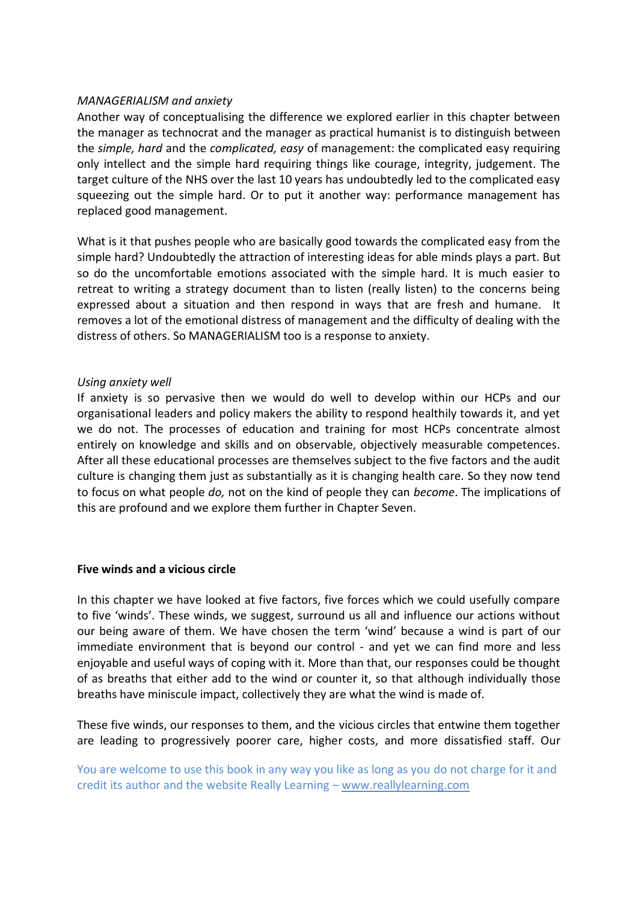*MANAGERIALISM and anxiety*

Another way of conceptualising the difference we explored earlier in this chapter between the manager as technocrat and the manager as practical humanist is to distinguish between the *simple, hard* and the *complicated, easy* of management: the complicated easy requiring only intellect and the simple hard requiring things like courage, integrity, judgement. The target culture of the NHS over the last 10 years has undoubtedly led to the complicated easy squeezing out the simple hard. Or to put it another way: performance management has replaced good management.

What is it that pushes people who are basically good towards the complicated easy from the simple hard? Undoubtedly the attraction of interesting ideas for able minds plays a part. But so do the uncomfortable emotions associated with the simple hard. It is much easier to retreat to writing a strategy document than to listen (really listen) to the concerns being expressed about a situation and then respond in ways that are fresh and humane. It removes a lot of the emotional distress of management and the difficulty of dealing with the distress of others. So MANAGERIALISM too is a response to anxiety.

*Using anxiety well*

If anxiety is so pervasive then we would do well to develop within our HCPs and our organisational leaders and policy makers the ability to respond healthily towards it, and yet we do not. The processes of education and training for most HCPs concentrate almost entirely on knowledge and skills and on observable, objectively measurable competences. After all these educational processes are themselves subject to the five factors and the audit culture is changing them just as substantially as it is changing health care. So they now tend to focus on what people *do,* not on the kind of people they can *become*. The implications of this are profound and we explore them further in Chapter Seven.

**Five winds and a vicious circle**

In this chapter we have looked at five factors, five forces which we could usefully compare to five 'winds'. These winds, we suggest, surround us all and influence our actions without our being aware of them. We have chosen the term 'wind' because a wind is part of our immediate environment that is beyond our control - and yet we can find more and less enjoyable and useful ways of coping with it. More than that, our responses could be thought of as breaths that either add to the wind or counter it, so that although individually those breaths have miniscule impact, collectively they are what the wind is made of.

These five winds, our responses to them, and the vicious circles that entwine them together are leading to progressively poorer care, higher costs, and more dissatisfied staff. Our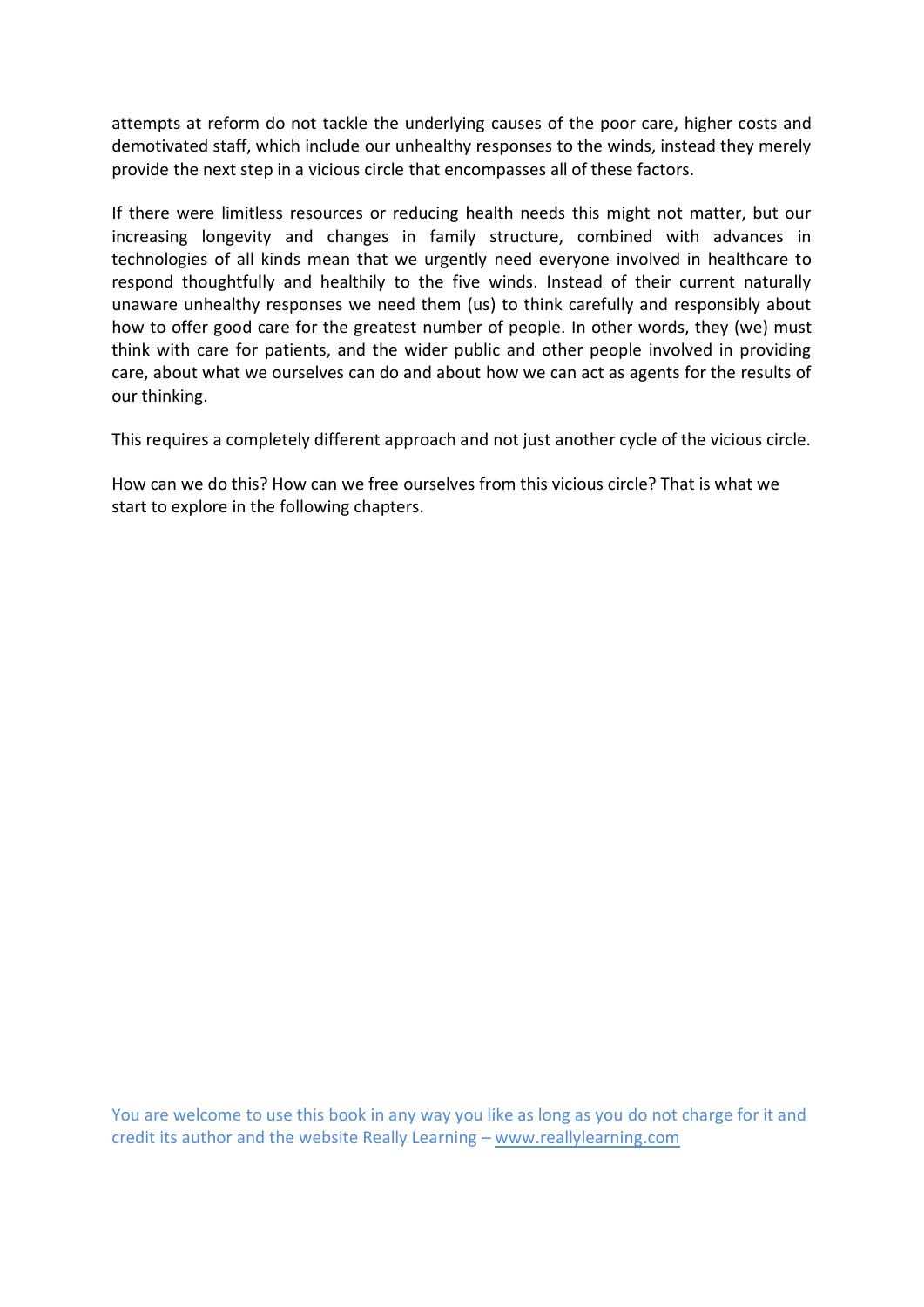attempts at reform do not tackle the underlying causes of the poor care, higher costs and demotivated staff, which include our unhealthy responses to the winds, instead they merely provide the next step in a vicious circle that encompasses all of these factors.

If there were limitless resources or reducing health needs this might not matter, but our increasing longevity and changes in family structure, combined with advances in technologies of all kinds mean that we urgently need everyone involved in healthcare to respond thoughtfully and healthily to the five winds. Instead of their current naturally unaware unhealthy responses we need them (us) to think carefully and responsibly about how to offer good care for the greatest number of people. In other words, they (we) must think with care for patients, and the wider public and other people involved in providing care, about what we ourselves can do and about how we can act as agents for the results of our thinking.

This requires a completely different approach and not just another cycle of the vicious circle.

How can we do this? How can we free ourselves from this vicious circle? That is what we start to explore in the following chapters.

You are welcome to use this book in any way you like as long as you do not charge for it and credit its author and the website Really Learning – www.reallylearning.com